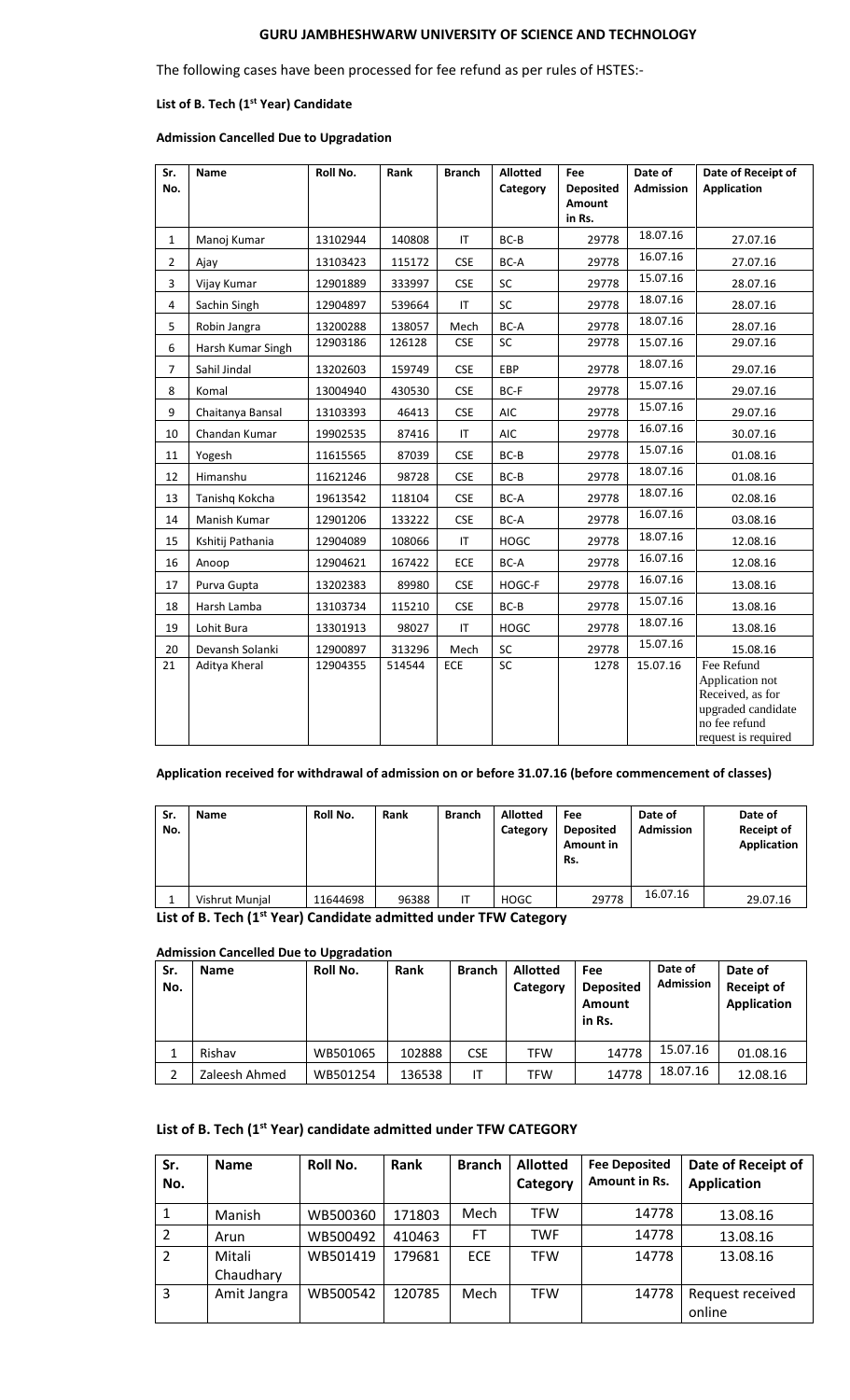# GURU JAMBHESHWARW UNIVERSITY OF SCIENCE AND TECHNOLOGY

The following cases have been processed for fee refund as per rules of HSTES:-

**List of B. Tech (1st Year) Candidate**

**Admission Cancelled Due to Upgradation**

| Sr. No. | Name | Roll No. | Rank | Branch | Allotted Category | Fee Deposited Amount in Rs. | Date of Admission | Date of Receipt of Application |
|---|---|---|---|---|---|---|---|---|
| 1 | Manoj Kumar | 13102944 | 140808 | IT | BC-B | 29778 | 18.07.16 | 27.07.16 |
| 2 | Ajay | 13103423 | 115172 | CSE | BC-A | 29778 | 16.07.16 | 27.07.16 |
| 3 | Vijay Kumar | 12901889 | 333997 | CSE | SC | 29778 | 15.07.16 | 28.07.16 |
| 4 | Sachin Singh | 12904897 | 539664 | IT | SC | 29778 | 18.07.16 | 28.07.16 |
| 5 | Robin Jangra | 13200288 | 138057 | Mech | BC-A | 29778 | 18.07.16 | 28.07.16 |
| 6 | Harsh Kumar Singh | 12903186 | 126128 | CSE | SC | 29778 | 15.07.16 | 29.07.16 |
| 7 | Sahil Jindal | 13202603 | 159749 | CSE | EBP | 29778 | 18.07.16 | 29.07.16 |
| 8 | Komal | 13004940 | 430530 | CSE | BC-F | 29778 | 15.07.16 | 29.07.16 |
| 9 | Chaitanya Bansal | 13103393 | 46413 | CSE | AIC | 29778 | 15.07.16 | 29.07.16 |
| 10 | Chandan Kumar | 19902535 | 87416 | IT | AIC | 29778 | 16.07.16 | 30.07.16 |
| 11 | Yogesh | 11615565 | 87039 | CSE | BC-B | 29778 | 15.07.16 | 01.08.16 |
| 12 | Himanshu | 11621246 | 98728 | CSE | BC-B | 29778 | 18.07.16 | 01.08.16 |
| 13 | Tanishq Kokcha | 19613542 | 118104 | CSE | BC-A | 29778 | 18.07.16 | 02.08.16 |
| 14 | Manish Kumar | 12901206 | 133222 | CSE | BC-A | 29778 | 16.07.16 | 03.08.16 |
| 15 | Kshitij Pathania | 12904089 | 108066 | IT | HOGC | 29778 | 18.07.16 | 12.08.16 |
| 16 | Anoop | 12904621 | 167422 | ECE | BC-A | 29778 | 16.07.16 | 12.08.16 |
| 17 | Purva Gupta | 13202383 | 89980 | CSE | HOGC-F | 29778 | 16.07.16 | 13.08.16 |
| 18 | Harsh Lamba | 13103734 | 115210 | CSE | BC-B | 29778 | 15.07.16 | 13.08.16 |
| 19 | Lohit Bura | 13301913 | 98027 | IT | HOGC | 29778 | 18.07.16 | 13.08.16 |
| 20 | Devansh Solanki | 12900897 | 313296 | Mech | SC | 29778 | 15.07.16 | 15.08.16 |
| 21 | Aditya Kheral | 12904355 | 514544 | ECE | SC | 1278 | 15.07.16 | Fee Refund Application not Received, as for upgraded candidate no fee refund request is required |

**Application received for withdrawal of admission on or before 31.07.16 (before commencement of classes)**

| Sr. No. | Name | Roll No. | Rank | Branch | Allotted Category | Fee Deposited Amount in Rs. | Date of Admission | Date of Receipt of Application |
|---|---|---|---|---|---|---|---|---|
| 1 | Vishrut Munjal | 11644698 | 96388 | IT | HOGC | 29778 | 16.07.16 | 29.07.16 |

**List of B. Tech (1st Year) Candidate admitted under TFW Category**

**Admission Cancelled Due to Upgradation**

| Sr. No. | Name | Roll No. | Rank | Branch | Allotted Category | Fee Deposited Amount in Rs. | Date of Admission | Date of Receipt of Application |
|---|---|---|---|---|---|---|---|---|
| 1 | Rishav | WB501065 | 102888 | CSE | TFW | 14778 | 15.07.16 | 01.08.16 |
| 2 | Zaleesh Ahmed | WB501254 | 136538 | IT | TFW | 14778 | 18.07.16 | 12.08.16 |

**List of B. Tech (1st Year) candidate admitted under TFW CATEGORY**

| Sr. No. | Name | Roll No. | Rank | Branch | Allotted Category | Fee Deposited Amount in Rs. | Date of Receipt of Application |
|---|---|---|---|---|---|---|---|
| 1 | Manish | WB500360 | 171803 | Mech | TFW | 14778 | 13.08.16 |
| 2 | Arun | WB500492 | 410463 | FT | TWF | 14778 | 13.08.16 |
| 2 | Mitali Chaudhary | WB501419 | 179681 | ECE | TFW | 14778 | 13.08.16 |
| 3 | Amit Jangra | WB500542 | 120785 | Mech | TFW | 14778 | Request received online |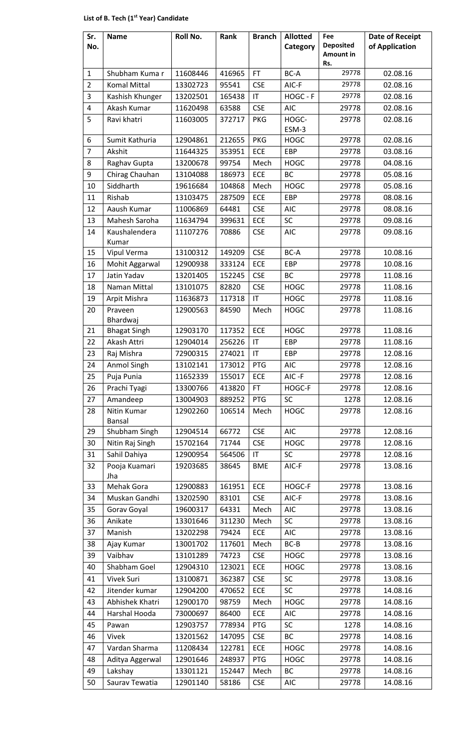**List of B. Tech (1st Year) Candidate**

| Sr. No. | Name | Roll No. | Rank | Branch | Allotted Category | Fee Deposited Amount in Rs. | Date of Receipt of Application |
|---|---|---|---|---|---|---|---|
| 1 | Shubham Kuma r | 11608446 | 416965 | FT | BC-A | 29778 | 02.08.16 |
| 2 | Komal Mittal | 13302723 | 95541 | CSE | AIC-F | 29778 | 02.08.16 |
| 3 | Kashish Khunger | 13202501 | 165438 | IT | HOGC - F | 29778 | 02.08.16 |
| 4 | Akash Kumar | 11620498 | 63588 | CSE | AIC | 29778 | 02.08.16 |
| 5 | Ravi khatri | 11603005 | 372717 | PKG | HOGC-ESM-3 | 29778 | 02.08.16 |
| 6 | Sumit Kathuria | 12904861 | 212655 | PKG | HOGC | 29778 | 02.08.16 |
| 7 | Akshit | 11644325 | 353951 | ECE | EBP | 29778 | 03.08.16 |
| 8 | Raghav Gupta | 13200678 | 99754 | Mech | HOGC | 29778 | 04.08.16 |
| 9 | Chirag Chauhan | 13104088 | 186973 | ECE | BC | 29778 | 05.08.16 |
| 10 | Siddharth | 19616684 | 104868 | Mech | HOGC | 29778 | 05.08.16 |
| 11 | Rishab | 13103475 | 287509 | ECE | EBP | 29778 | 08.08.16 |
| 12 | Aaush Kumar | 11006869 | 64481 | CSE | AIC | 29778 | 08.08.16 |
| 13 | Mahesh Saroha | 11634794 | 399631 | ECE | SC | 29778 | 09.08.16 |
| 14 | Kaushalendera Kumar | 11107276 | 70886 | CSE | AIC | 29778 | 09.08.16 |
| 15 | Vipul Verma | 13100312 | 149209 | CSE | BC-A | 29778 | 10.08.16 |
| 16 | Mohit Aggarwal | 12900938 | 333124 | ECE | EBP | 29778 | 10.08.16 |
| 17 | Jatin Yadav | 13201405 | 152245 | CSE | BC | 29778 | 11.08.16 |
| 18 | Naman Mittal | 13101075 | 82820 | CSE | HOGC | 29778 | 11.08.16 |
| 19 | Arpit Mishra | 11636873 | 117318 | IT | HOGC | 29778 | 11.08.16 |
| 20 | Praveen Bhardwaj | 12900563 | 84590 | Mech | HOGC | 29778 | 11.08.16 |
| 21 | Bhagat Singh | 12903170 | 117352 | ECE | HOGC | 29778 | 11.08.16 |
| 22 | Akash Attri | 12904014 | 256226 | IT | EBP | 29778 | 11.08.16 |
| 23 | Raj Mishra | 72900315 | 274021 | IT | EBP | 29778 | 12.08.16 |
| 24 | Anmol Singh | 13102141 | 173012 | PTG | AIC | 29778 | 12.08.16 |
| 25 | Puja Punia | 11652339 | 155017 | ECE | AIC -F | 29778 | 12.08.16 |
| 26 | Prachi Tyagi | 13300766 | 413820 | FT | HOGC-F | 29778 | 12.08.16 |
| 27 | Amandeep | 13004903 | 889252 | PTG | SC | 1278 | 12.08.16 |
| 28 | Nitin Kumar Bansal | 12902260 | 106514 | Mech | HOGC | 29778 | 12.08.16 |
| 29 | Shubham Singh | 12904514 | 66772 | CSE | AIC | 29778 | 12.08.16 |
| 30 | Nitin Raj Singh | 15702164 | 71744 | CSE | HOGC | 29778 | 12.08.16 |
| 31 | Sahil Dahiya | 12900954 | 564506 | IT | SC | 29778 | 12.08.16 |
| 32 | Pooja Kuamari Jha | 19203685 | 38645 | BME | AIC-F | 29778 | 13.08.16 |
| 33 | Mehak Gora | 12900883 | 161951 | ECE | HOGC-F | 29778 | 13.08.16 |
| 34 | Muskan Gandhi | 13202590 | 83101 | CSE | AIC-F | 29778 | 13.08.16 |
| 35 | Gorav Goyal | 19600317 | 64331 | Mech | AIC | 29778 | 13.08.16 |
| 36 | Anikate | 13301646 | 311230 | Mech | SC | 29778 | 13.08.16 |
| 37 | Manish | 13202298 | 79424 | ECE | AIC | 29778 | 13.08.16 |
| 38 | Ajay Kumar | 13001702 | 117601 | Mech | BC-B | 29778 | 13.08.16 |
| 39 | Vaibhav | 13101289 | 74723 | CSE | HOGC | 29778 | 13.08.16 |
| 40 | Shabham Goel | 12904310 | 123021 | ECE | HOGC | 29778 | 13.08.16 |
| 41 | Vivek Suri | 13100871 | 362387 | CSE | SC | 29778 | 13.08.16 |
| 42 | Jitender kumar | 12904200 | 470652 | ECE | SC | 29778 | 14.08.16 |
| 43 | Abhishek Khatri | 12900170 | 98759 | Mech | HOGC | 29778 | 14.08.16 |
| 44 | Harshal Hooda | 73000697 | 86400 | ECE | AIC | 29778 | 14.08.16 |
| 45 | Pawan | 12903757 | 778934 | PTG | SC | 1278 | 14.08.16 |
| 46 | Vivek | 13201562 | 147095 | CSE | BC | 29778 | 14.08.16 |
| 47 | Vardan Sharma | 11208434 | 122781 | ECE | HOGC | 29778 | 14.08.16 |
| 48 | Aditya Aggerwal | 12901646 | 248937 | PTG | HOGC | 29778 | 14.08.16 |
| 49 | Lakshay | 13301121 | 152447 | Mech | BC | 29778 | 14.08.16 |
| 50 | Saurav Tewatia | 12901140 | 58186 | CSE | AIC | 29778 | 14.08.16 |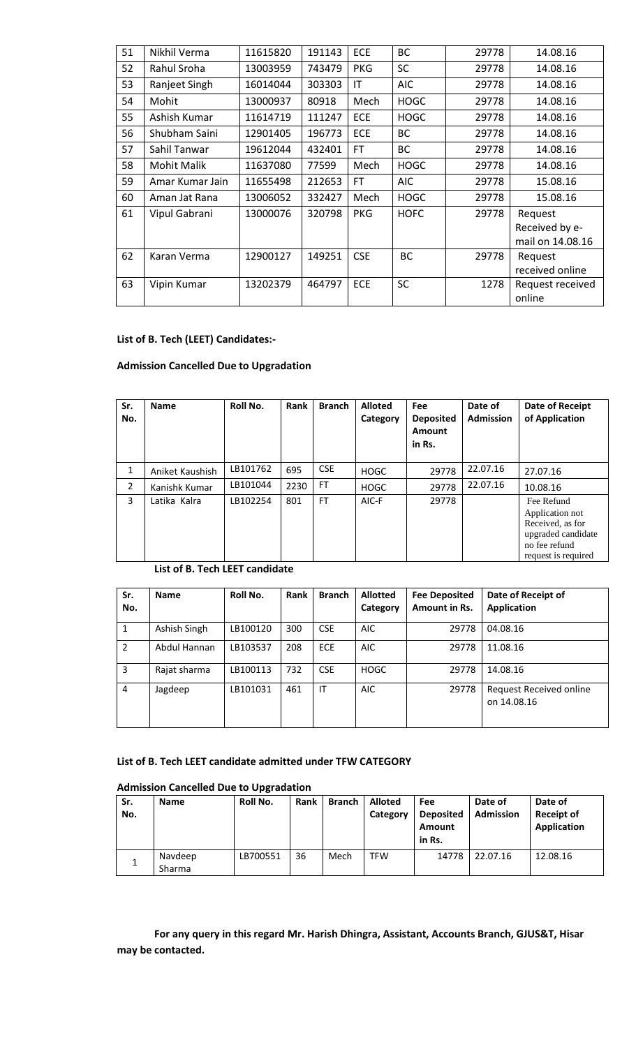| | | | | | | | |
|---|---|---|---|---|---|---|---|
| 51 | Nikhil Verma | 11615820 | 191143 | ECE | BC | 29778 | 14.08.16 |
| 52 | Rahul Sroha | 13003959 | 743479 | PKG | SC | 29778 | 14.08.16 |
| 53 | Ranjeet Singh | 16014044 | 303303 | IT | AIC | 29778 | 14.08.16 |
| 54 | Mohit | 13000937 | 80918 | Mech | HOGC | 29778 | 14.08.16 |
| 55 | Ashish Kumar | 11614719 | 111247 | ECE | HOGC | 29778 | 14.08.16 |
| 56 | Shubham Saini | 12901405 | 196773 | ECE | BC | 29778 | 14.08.16 |
| 57 | Sahil Tanwar | 19612044 | 432401 | FT | BC | 29778 | 14.08.16 |
| 58 | Mohit Malik | 11637080 | 77599 | Mech | HOGC | 29778 | 14.08.16 |
| 59 | Amar Kumar Jain | 11655498 | 212653 | FT | AIC | 29778 | 15.08.16 |
| 60 | Aman Jat Rana | 13006052 | 332427 | Mech | HOGC | 29778 | 15.08.16 |
| 61 | Vipul Gabrani | 13000076 | 320798 | PKG | HOFC | 29778 | Request Received by e-mail on 14.08.16 |
| 62 | Karan Verma | 12900127 | 149251 | CSE | BC | 29778 | Request received online |
| 63 | Vipin Kumar | 13202379 | 464797 | ECE | SC | 1278 | Request received online |

**List of B. Tech (LEET) Candidates:-**

**Admission Cancelled Due to Upgradation**

| Sr. No. | Name | Roll No. | Rank | Branch | Alloted Category | Fee Deposited Amount in Rs. | Date of Admission | Date of Receipt of Application |
|---|---|---|---|---|---|---|---|---|
| 1 | Aniket Kaushish | LB101762 | 695 | CSE | HOGC | 29778 | 22.07.16 | 27.07.16 |
| 2 | Kanishk Kumar | LB101044 | 2230 | FT | HOGC | 29778 | 22.07.16 | 10.08.16 |
| 3 | Latika Kalra | LB102254 | 801 | FT | AIC-F | 29778 | | Fee Refund Application not Received, as for upgraded candidate no fee refund request is required |

**List of B. Tech LEET candidate**

| Sr. No. | Name | Roll No. | Rank | Branch | Allotted Category | Fee Deposited Amount in Rs. | Date of Receipt of Application |
|---|---|---|---|---|---|---|---|
| 1 | Ashish Singh | LB100120 | 300 | CSE | AIC | 29778 | 04.08.16 |
| 2 | Abdul Hannan | LB103537 | 208 | ECE | AIC | 29778 | 11.08.16 |
| 3 | Rajat sharma | LB100113 | 732 | CSE | HOGC | 29778 | 14.08.16 |
| 4 | Jagdeep | LB101031 | 461 | IT | AIC | 29778 | Request Received online on 14.08.16 |

**List of B. Tech LEET candidate admitted under TFW CATEGORY**

**Admission Cancelled Due to Upgradation**

| Sr. No. | Name | Roll No. | Rank | Branch | Alloted Category | Fee Deposited Amount in Rs. | Date of Admission | Date of Receipt of Application |
|---|---|---|---|---|---|---|---|---|
| 1 | Navdeep Sharma | LB700551 | 36 | Mech | TFW | 14778 | 22.07.16 | 12.08.16 |

**For any query in this regard Mr. Harish Dhingra, Assistant, Accounts Branch, GJUS&T, Hisar may be contacted.**